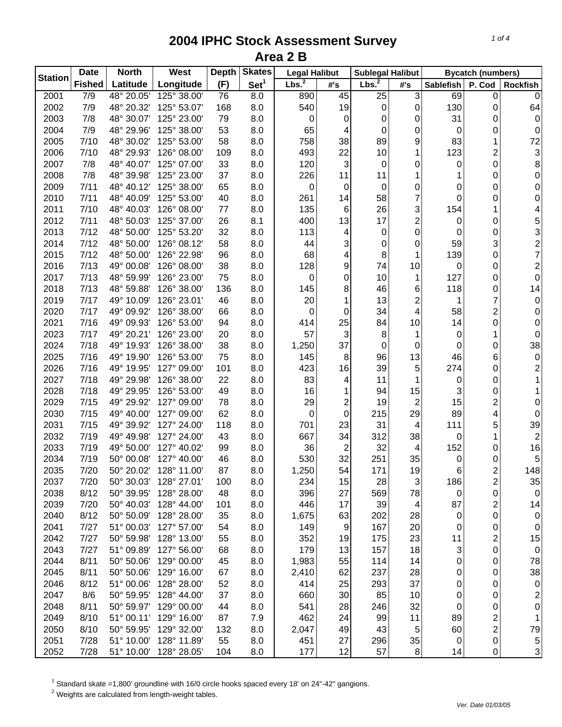# 2004 IPHC Stock Assessment Survey
## Area 2 B

| Station | Date | North | West | Depth | Skates | Legal Halibut | | Sublegal Halibut | | Bycatch (numbers) | | |
|---|---|---|---|---|---|---|---|---|---|---|---|---|
| | Fished | Latitude | Longitude | (F) | Set[1] | Lbs.[2] | #'s | Lbs.[2] | #'s | Sablefish | P. Cod | Rockfish |
| 2001 | 7/9 | 48° 20.05' | 125° 38.00' | 76 | 8.0 | 890 | 45 | 25 | 3 | 69 | 0 | 0 |
| 2002 | 7/9 | 48° 20.32' | 125° 53.07' | 168 | 8.0 | 540 | 19 | 0 | 0 | 130 | 0 | 64 |
| 2003 | 7/8 | 48° 30.07' | 125° 23.00' | 79 | 8.0 | 0 | 0 | 0 | 0 | 31 | 0 | 0 |
| 2004 | 7/9 | 48° 29.96' | 125° 38.00' | 53 | 8.0 | 65 | 4 | 0 | 0 | 0 | 0 | 0 |
| 2005 | 7/10 | 48° 30.02' | 125° 53.00' | 58 | 8.0 | 758 | 38 | 89 | 9 | 83 | 1 | 72 |
| 2006 | 7/10 | 48° 29.93' | 126° 08.00' | 109 | 8.0 | 493 | 22 | 10 | 1 | 123 | 2 | 3 |
| 2007 | 7/8 | 48° 40.07' | 125° 07.00' | 33 | 8.0 | 120 | 3 | 0 | 0 | 0 | 0 | 8 |
| 2008 | 7/8 | 48° 39.98' | 125° 23.00' | 37 | 8.0 | 226 | 11 | 11 | 1 | 1 | 0 | 0 |
| 2009 | 7/11 | 48° 40.12' | 125° 38.00' | 65 | 8.0 | 0 | 0 | 0 | 0 | 0 | 0 | 0 |
| 2010 | 7/11 | 48° 40.09' | 125° 53.00' | 40 | 8.0 | 261 | 14 | 58 | 7 | 0 | 0 | 0 |
| 2011 | 7/10 | 48° 40.03' | 126° 08.00' | 77 | 8.0 | 135 | 6 | 26 | 3 | 154 | 1 | 4 |
| 2012 | 7/11 | 48° 50.03' | 125° 37.00' | 26 | 8.1 | 400 | 13 | 17 | 2 | 0 | 0 | 5 |
| 2013 | 7/12 | 48° 50.00' | 125° 53.20' | 32 | 8.0 | 113 | 4 | 0 | 0 | 0 | 0 | 3 |
| 2014 | 7/12 | 48° 50.00' | 126° 08.12' | 58 | 8.0 | 44 | 3 | 0 | 0 | 59 | 3 | 2 |
| 2015 | 7/12 | 48° 50.00' | 126° 22.98' | 96 | 8.0 | 68 | 4 | 8 | 1 | 139 | 0 | 7 |
| 2016 | 7/13 | 49° 00.08' | 126° 08.00' | 38 | 8.0 | 128 | 9 | 74 | 10 | 0 | 0 | 2 |
| 2017 | 7/13 | 48° 59.99' | 126° 23.00' | 75 | 8.0 | 0 | 0 | 10 | 1 | 127 | 0 | 0 |
| 2018 | 7/13 | 48° 59.88' | 126° 38.00' | 136 | 8.0 | 145 | 8 | 46 | 6 | 118 | 0 | 14 |
| 2019 | 7/17 | 49° 10.09' | 126° 23.01' | 46 | 8.0 | 20 | 1 | 13 | 2 | 1 | 7 | 0 |
| 2020 | 7/17 | 49° 09.92' | 126° 38.00' | 66 | 8.0 | 0 | 0 | 34 | 4 | 58 | 2 | 0 |
| 2021 | 7/16 | 49° 09.93' | 126° 53.00' | 94 | 8.0 | 414 | 25 | 84 | 10 | 14 | 0 | 0 |
| 2023 | 7/17 | 49° 20.21' | 126° 23.00' | 20 | 8.0 | 57 | 3 | 8 | 1 | 0 | 1 | 0 |
| 2024 | 7/18 | 49° 19.93' | 126° 38.00' | 38 | 8.0 | 1,250 | 37 | 0 | 0 | 0 | 0 | 38 |
| 2025 | 7/16 | 49° 19.90' | 126° 53.00' | 75 | 8.0 | 145 | 8 | 96 | 13 | 46 | 6 | 0 |
| 2026 | 7/16 | 49° 19.95' | 127° 09.00' | 101 | 8.0 | 423 | 16 | 39 | 5 | 274 | 0 | 2 |
| 2027 | 7/18 | 49° 29.98' | 126° 38.00' | 22 | 8.0 | 83 | 4 | 11 | 1 | 0 | 0 | 1 |
| 2028 | 7/18 | 49° 29.95' | 126° 53.00' | 49 | 8.0 | 16 | 1 | 94 | 15 | 3 | 0 | 1 |
| 2029 | 7/15 | 49° 29.92' | 127° 09.00' | 78 | 8.0 | 29 | 2 | 19 | 2 | 15 | 2 | 0 |
| 2030 | 7/15 | 49° 40.00' | 127° 09.00' | 62 | 8.0 | 0 | 0 | 215 | 29 | 89 | 4 | 0 |
| 2031 | 7/15 | 49° 39.92' | 127° 24.00' | 118 | 8.0 | 701 | 23 | 31 | 4 | 111 | 5 | 39 |
| 2032 | 7/19 | 49° 49.98' | 127° 24.00' | 43 | 8.0 | 667 | 34 | 312 | 38 | 0 | 1 | 2 |
| 2033 | 7/19 | 49° 50.00' | 127° 40.02' | 99 | 8.0 | 36 | 2 | 32 | 4 | 152 | 0 | 16 |
| 2034 | 7/19 | 50° 00.08' | 127° 40.00' | 46 | 8.0 | 530 | 32 | 251 | 35 | 0 | 0 | 5 |
| 2035 | 7/20 | 50° 20.02' | 128° 11.00' | 87 | 8.0 | 1,250 | 54 | 171 | 19 | 6 | 2 | 148 |
| 2037 | 7/20 | 50° 30.03' | 128° 27.01' | 100 | 8.0 | 234 | 15 | 28 | 3 | 186 | 2 | 35 |
| 2038 | 8/12 | 50° 39.95' | 128° 28.00' | 48 | 8.0 | 396 | 27 | 569 | 78 | 0 | 0 | 0 |
| 2039 | 7/20 | 50° 40.03' | 128° 44.00' | 101 | 8.0 | 446 | 17 | 39 | 4 | 87 | 2 | 14 |
| 2040 | 8/12 | 50° 50.09' | 128° 28.00' | 35 | 8.0 | 1,675 | 63 | 202 | 28 | 0 | 0 | 0 |
| 2041 | 7/27 | 51° 00.03' | 127° 57.00' | 54 | 8.0 | 149 | 9 | 167 | 20 | 0 | 0 | 0 |
| 2042 | 7/27 | 50° 59.98' | 128° 13.00' | 55 | 8.0 | 352 | 19 | 175 | 23 | 11 | 2 | 15 |
| 2043 | 7/27 | 51° 09.89' | 127° 56.00' | 68 | 8.0 | 179 | 13 | 157 | 18 | 3 | 0 | 0 |
| 2044 | 8/11 | 50° 50.06' | 129° 00.00' | 45 | 8.0 | 1,983 | 55 | 114 | 14 | 0 | 0 | 78 |
| 2045 | 8/11 | 50° 50.06' | 129° 16.00' | 67 | 8.0 | 2,410 | 62 | 237 | 28 | 0 | 0 | 38 |
| 2046 | 8/12 | 51° 00.06' | 128° 28.00' | 52 | 8.0 | 414 | 25 | 293 | 37 | 0 | 0 | 0 |
| 2047 | 8/6 | 50° 59.95' | 128° 44.00' | 37 | 8.0 | 660 | 30 | 85 | 10 | 0 | 0 | 2 |
| 2048 | 8/11 | 50° 59.97' | 129° 00.00' | 44 | 8.0 | 541 | 28 | 246 | 32 | 0 | 0 | 0 |
| 2049 | 8/10 | 51° 00.11' | 129° 16.00' | 87 | 7.9 | 462 | 24 | 99 | 11 | 89 | 2 | 1 |
| 2050 | 8/10 | 50° 59.95' | 129° 32.00' | 132 | 8.0 | 2,047 | 49 | 43 | 5 | 60 | 2 | 79 |
| 2051 | 7/28 | 51° 10.00' | 128° 11.89' | 55 | 8.0 | 451 | 27 | 296 | 35 | 0 | 0 | 5 |
| 2052 | 7/28 | 51° 10.00' | 128° 28.05' | 104 | 8.0 | 177 | 12 | 57 | 8 | 14 | 0 | 3 |

[1] Standard skate =1,800' groundline with 16/0 circle hooks spaced every 18' on 24"-42" gangions.
[2] Weights are calculated from length-weight tables.

*Ver. Date 01/03/05*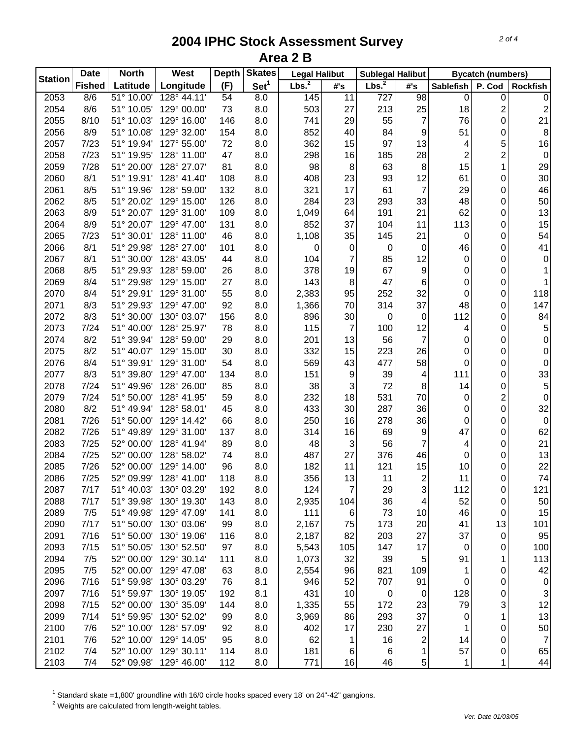# 2004 IPHC Stock Assessment Survey

## Area 2 B

| Station | Date Fished | North Latitude | West Longitude | Depth (F) | Skates Set[1] | Legal Halibut Lbs.[2] | Legal Halibut #'s | Sublegal Halibut Lbs.[2] | Sublegal Halibut #'s | Bycatch (numbers) Sablefish | P. Cod | Rockfish |
|---|---|---|---|---|---|---|---|---|---|---|---|---|
| 2053 | 8/6 | 51° 10.00' | 128° 44.11' | 54 | 8.0 | 145 | 11 | 727 | 98 | 0 | 0 | 0 |
| 2054 | 8/6 | 51° 10.05' | 129° 00.00' | 73 | 8.0 | 503 | 27 | 213 | 25 | 18 | 2 | 2 |
| 2055 | 8/10 | 51° 10.03' | 129° 16.00' | 146 | 8.0 | 741 | 29 | 55 | 7 | 76 | 0 | 21 |
| 2056 | 8/9 | 51° 10.08' | 129° 32.00' | 154 | 8.0 | 852 | 40 | 84 | 9 | 51 | 0 | 8 |
| 2057 | 7/23 | 51° 19.94' | 127° 55.00' | 72 | 8.0 | 362 | 15 | 97 | 13 | 4 | 5 | 16 |
| 2058 | 7/23 | 51° 19.95' | 128° 11.00' | 47 | 8.0 | 298 | 16 | 185 | 28 | 2 | 2 | 0 |
| 2059 | 7/28 | 51° 20.00' | 128° 27.07' | 81 | 8.0 | 98 | 8 | 63 | 8 | 15 | 1 | 29 |
| 2060 | 8/1 | 51° 19.91' | 128° 41.40' | 108 | 8.0 | 408 | 23 | 93 | 12 | 61 | 0 | 30 |
| 2061 | 8/5 | 51° 19.96' | 128° 59.00' | 132 | 8.0 | 321 | 17 | 61 | 7 | 29 | 0 | 46 |
| 2062 | 8/5 | 51° 20.02' | 129° 15.00' | 126 | 8.0 | 284 | 23 | 293 | 33 | 48 | 0 | 50 |
| 2063 | 8/9 | 51° 20.07' | 129° 31.00' | 109 | 8.0 | 1,049 | 64 | 191 | 21 | 62 | 0 | 13 |
| 2064 | 8/9 | 51° 20.07' | 129° 47.00' | 131 | 8.0 | 852 | 37 | 104 | 11 | 113 | 0 | 15 |
| 2065 | 7/23 | 51° 30.01' | 128° 11.00' | 46 | 8.0 | 1,108 | 35 | 145 | 21 | 0 | 0 | 54 |
| 2066 | 8/1 | 51° 29.98' | 128° 27.00' | 101 | 8.0 | 0 | 0 | 0 | 0 | 46 | 0 | 41 |
| 2067 | 8/1 | 51° 30.00' | 128° 43.05' | 44 | 8.0 | 104 | 7 | 85 | 12 | 0 | 0 | 0 |
| 2068 | 8/5 | 51° 29.93' | 128° 59.00' | 26 | 8.0 | 378 | 19 | 67 | 9 | 0 | 0 | 1 |
| 2069 | 8/4 | 51° 29.98' | 129° 15.00' | 27 | 8.0 | 143 | 8 | 47 | 6 | 0 | 0 | 1 |
| 2070 | 8/4 | 51° 29.91' | 129° 31.00' | 55 | 8.0 | 2,383 | 95 | 252 | 32 | 0 | 0 | 118 |
| 2071 | 8/3 | 51° 29.93' | 129° 47.00' | 92 | 8.0 | 1,366 | 70 | 314 | 37 | 48 | 0 | 147 |
| 2072 | 8/3 | 51° 30.00' | 130° 03.07' | 156 | 8.0 | 896 | 30 | 0 | 0 | 112 | 0 | 84 |
| 2073 | 7/24 | 51° 40.00' | 128° 25.97' | 78 | 8.0 | 115 | 7 | 100 | 12 | 4 | 0 | 5 |
| 2074 | 8/2 | 51° 39.94' | 128° 59.00' | 29 | 8.0 | 201 | 13 | 56 | 7 | 0 | 0 | 0 |
| 2075 | 8/2 | 51° 40.07' | 129° 15.00' | 30 | 8.0 | 332 | 15 | 223 | 26 | 0 | 0 | 0 |
| 2076 | 8/4 | 51° 39.91' | 129° 31.00' | 54 | 8.0 | 569 | 43 | 477 | 58 | 0 | 0 | 0 |
| 2077 | 8/3 | 51° 39.80' | 129° 47.00' | 134 | 8.0 | 151 | 9 | 39 | 4 | 111 | 0 | 33 |
| 2078 | 7/24 | 51° 49.96' | 128° 26.00' | 85 | 8.0 | 38 | 3 | 72 | 8 | 14 | 0 | 5 |
| 2079 | 7/24 | 51° 50.00' | 128° 41.95' | 59 | 8.0 | 232 | 18 | 531 | 70 | 0 | 2 | 0 |
| 2080 | 8/2 | 51° 49.94' | 128° 58.01' | 45 | 8.0 | 433 | 30 | 287 | 36 | 0 | 0 | 32 |
| 2081 | 7/26 | 51° 50.00' | 129° 14.42' | 66 | 8.0 | 250 | 16 | 278 | 36 | 0 | 0 | 0 |
| 2082 | 7/26 | 51° 49.89' | 129° 31.00' | 137 | 8.0 | 314 | 16 | 69 | 9 | 47 | 0 | 62 |
| 2083 | 7/25 | 52° 00.00' | 128° 41.94' | 89 | 8.0 | 48 | 3 | 56 | 7 | 4 | 0 | 21 |
| 2084 | 7/25 | 52° 00.00' | 128° 58.02' | 74 | 8.0 | 487 | 27 | 376 | 46 | 0 | 0 | 13 |
| 2085 | 7/26 | 52° 00.00' | 129° 14.00' | 96 | 8.0 | 182 | 11 | 121 | 15 | 10 | 0 | 22 |
| 2086 | 7/25 | 52° 09.99' | 128° 41.00' | 118 | 8.0 | 356 | 13 | 11 | 2 | 11 | 0 | 74 |
| 2087 | 7/17 | 51° 40.03' | 130° 03.29' | 192 | 8.0 | 124 | 7 | 29 | 3 | 112 | 0 | 121 |
| 2088 | 7/17 | 51° 39.98' | 130° 19.30' | 143 | 8.0 | 2,935 | 104 | 36 | 4 | 52 | 0 | 50 |
| 2089 | 7/5 | 51° 49.98' | 129° 47.09' | 141 | 8.0 | 111 | 6 | 73 | 10 | 46 | 0 | 15 |
| 2090 | 7/17 | 51° 50.00' | 130° 03.06' | 99 | 8.0 | 2,167 | 75 | 173 | 20 | 41 | 13 | 101 |
| 2091 | 7/16 | 51° 50.00' | 130° 19.06' | 116 | 8.0 | 2,187 | 82 | 203 | 27 | 37 | 0 | 95 |
| 2093 | 7/15 | 51° 50.05' | 130° 52.50' | 97 | 8.0 | 5,543 | 105 | 147 | 17 | 0 | 0 | 100 |
| 2094 | 7/5 | 52° 00.00' | 129° 30.14' | 111 | 8.0 | 1,073 | 32 | 39 | 5 | 91 | 1 | 113 |
| 2095 | 7/5 | 52° 00.00' | 129° 47.08' | 63 | 8.0 | 2,554 | 96 | 821 | 109 | 1 | 0 | 42 |
| 2096 | 7/16 | 51° 59.98' | 130° 03.29' | 76 | 8.1 | 946 | 52 | 707 | 91 | 0 | 0 | 0 |
| 2097 | 7/16 | 51° 59.97' | 130° 19.05' | 192 | 8.1 | 431 | 10 | 0 | 0 | 128 | 0 | 3 |
| 2098 | 7/15 | 52° 00.00' | 130° 35.09' | 144 | 8.0 | 1,335 | 55 | 172 | 23 | 79 | 3 | 12 |
| 2099 | 7/14 | 51° 59.95' | 130° 52.02' | 99 | 8.0 | 3,969 | 86 | 293 | 37 | 0 | 1 | 13 |
| 2100 | 7/6 | 52° 10.00' | 128° 57.09' | 92 | 8.0 | 402 | 17 | 230 | 27 | 1 | 0 | 50 |
| 2101 | 7/6 | 52° 10.00' | 129° 14.05' | 95 | 8.0 | 62 | 1 | 16 | 2 | 14 | 0 | 7 |
| 2102 | 7/4 | 52° 10.00' | 129° 30.11' | 114 | 8.0 | 181 | 6 | 6 | 1 | 57 | 0 | 65 |
| 2103 | 7/4 | 52° 09.98' | 129° 46.00' | 112 | 8.0 | 771 | 16 | 46 | 5 | 1 | 1 | 44 |

[1] Standard skate =1,800' groundline with 16/0 circle hooks spaced every 18' on 24"-42" gangions.
[2] Weights are calculated from length-weight tables.

*Ver. Date 01/03/05*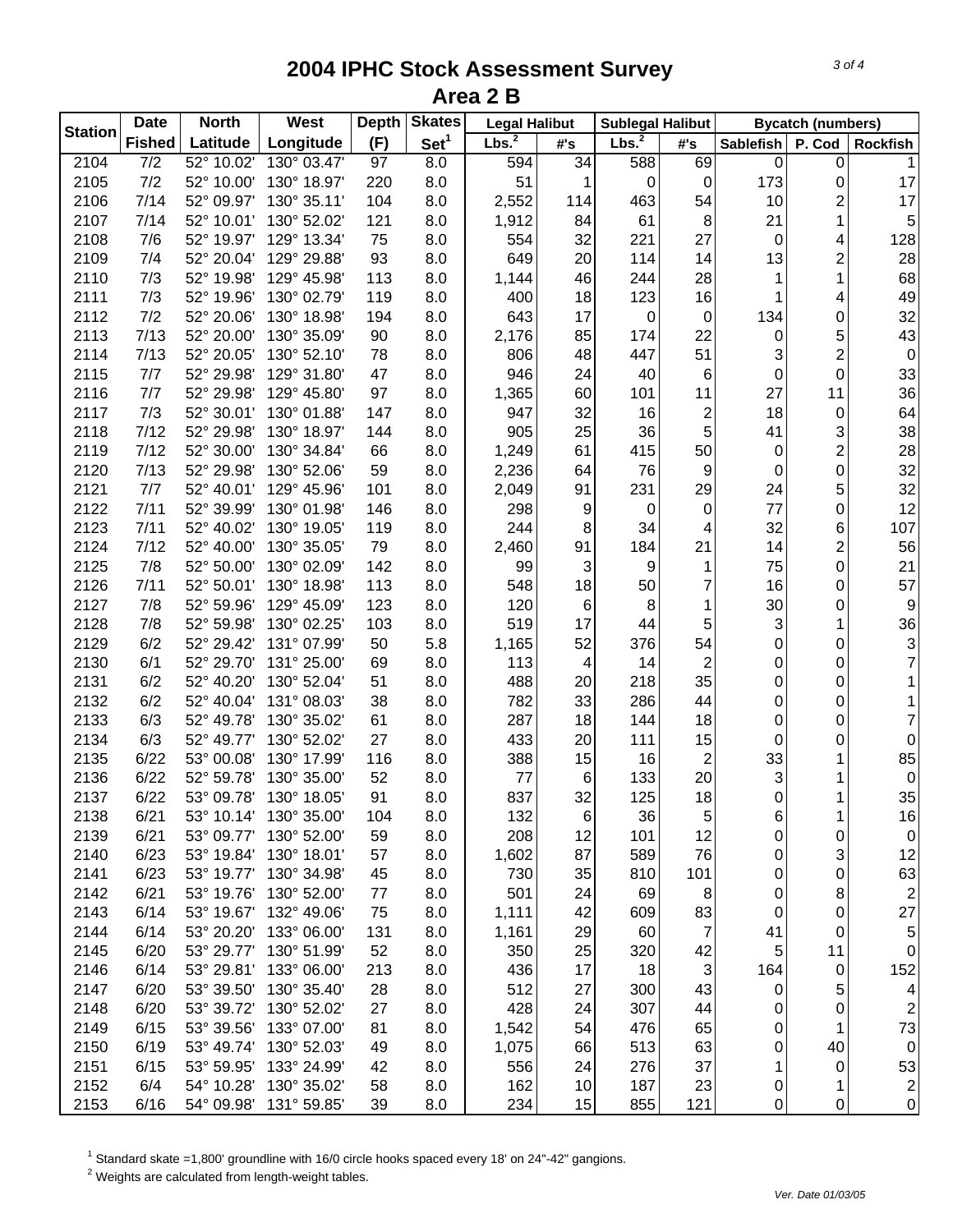# 2004 IPHC Stock Assessment Survey
## Area 2 B

| Station | Date | North | West | Depth | Skates | Legal Halibut | | Sublegal Halibut | | Bycatch (numbers) | | |
|---|---|---|---|---|---|---|---|---|---|---|---|---|
| | Fished | Latitude | Longitude | (F) | Set[1] | Lbs.[2] | #'s | Lbs.[2] | #'s | Sablefish | P. Cod | Rockfish |
| 2104 | 7/2 | 52° 10.02' | 130° 03.47' | 97 | 8.0 | 594 | 34 | 588 | 69 | 0 | 0 | 1 |
| 2105 | 7/2 | 52° 10.00' | 130° 18.97' | 220 | 8.0 | 51 | 1 | 0 | 0 | 173 | 0 | 17 |
| 2106 | 7/14 | 52° 09.97' | 130° 35.11' | 104 | 8.0 | 2,552 | 114 | 463 | 54 | 10 | 2 | 17 |
| 2107 | 7/14 | 52° 10.01' | 130° 52.02' | 121 | 8.0 | 1,912 | 84 | 61 | 8 | 21 | 1 | 5 |
| 2108 | 7/6 | 52° 19.97' | 129° 13.34' | 75 | 8.0 | 554 | 32 | 221 | 27 | 0 | 4 | 128 |
| 2109 | 7/4 | 52° 20.04' | 129° 29.88' | 93 | 8.0 | 649 | 20 | 114 | 14 | 13 | 2 | 28 |
| 2110 | 7/3 | 52° 19.98' | 129° 45.98' | 113 | 8.0 | 1,144 | 46 | 244 | 28 | 1 | 1 | 68 |
| 2111 | 7/3 | 52° 19.96' | 130° 02.79' | 119 | 8.0 | 400 | 18 | 123 | 16 | 1 | 4 | 49 |
| 2112 | 7/2 | 52° 20.06' | 130° 18.98' | 194 | 8.0 | 643 | 17 | 0 | 0 | 134 | 0 | 32 |
| 2113 | 7/13 | 52° 20.00' | 130° 35.09' | 90 | 8.0 | 2,176 | 85 | 174 | 22 | 0 | 5 | 43 |
| 2114 | 7/13 | 52° 20.05' | 130° 52.10' | 78 | 8.0 | 806 | 48 | 447 | 51 | 3 | 2 | 0 |
| 2115 | 7/7 | 52° 29.98' | 129° 31.80' | 47 | 8.0 | 946 | 24 | 40 | 6 | 0 | 0 | 33 |
| 2116 | 7/7 | 52° 29.98' | 129° 45.80' | 97 | 8.0 | 1,365 | 60 | 101 | 11 | 27 | 11 | 36 |
| 2117 | 7/3 | 52° 30.01' | 130° 01.88' | 147 | 8.0 | 947 | 32 | 16 | 2 | 18 | 0 | 64 |
| 2118 | 7/12 | 52° 29.98' | 130° 18.97' | 144 | 8.0 | 905 | 25 | 36 | 5 | 41 | 3 | 38 |
| 2119 | 7/12 | 52° 30.00' | 130° 34.84' | 66 | 8.0 | 1,249 | 61 | 415 | 50 | 0 | 2 | 28 |
| 2120 | 7/13 | 52° 29.98' | 130° 52.06' | 59 | 8.0 | 2,236 | 64 | 76 | 9 | 0 | 0 | 32 |
| 2121 | 7/7 | 52° 40.01' | 129° 45.96' | 101 | 8.0 | 2,049 | 91 | 231 | 29 | 24 | 5 | 32 |
| 2122 | 7/11 | 52° 39.99' | 130° 01.98' | 146 | 8.0 | 298 | 9 | 0 | 0 | 77 | 0 | 12 |
| 2123 | 7/11 | 52° 40.02' | 130° 19.05' | 119 | 8.0 | 244 | 8 | 34 | 4 | 32 | 6 | 107 |
| 2124 | 7/12 | 52° 40.00' | 130° 35.05' | 79 | 8.0 | 2,460 | 91 | 184 | 21 | 14 | 2 | 56 |
| 2125 | 7/8 | 52° 50.00' | 130° 02.09' | 142 | 8.0 | 99 | 3 | 9 | 1 | 75 | 0 | 21 |
| 2126 | 7/11 | 52° 50.01' | 130° 18.98' | 113 | 8.0 | 548 | 18 | 50 | 7 | 16 | 0 | 57 |
| 2127 | 7/8 | 52° 59.96' | 129° 45.09' | 123 | 8.0 | 120 | 6 | 8 | 1 | 30 | 0 | 9 |
| 2128 | 7/8 | 52° 59.98' | 130° 02.25' | 103 | 8.0 | 519 | 17 | 44 | 5 | 3 | 1 | 36 |
| 2129 | 6/2 | 52° 29.42' | 131° 07.99' | 50 | 5.8 | 1,165 | 52 | 376 | 54 | 0 | 0 | 3 |
| 2130 | 6/1 | 52° 29.70' | 131° 25.00' | 69 | 8.0 | 113 | 4 | 14 | 2 | 0 | 0 | 7 |
| 2131 | 6/2 | 52° 40.20' | 130° 52.04' | 51 | 8.0 | 488 | 20 | 218 | 35 | 0 | 0 | 1 |
| 2132 | 6/2 | 52° 40.04' | 131° 08.03' | 38 | 8.0 | 782 | 33 | 286 | 44 | 0 | 0 | 1 |
| 2133 | 6/3 | 52° 49.78' | 130° 35.02' | 61 | 8.0 | 287 | 18 | 144 | 18 | 0 | 0 | 7 |
| 2134 | 6/3 | 52° 49.77' | 130° 52.02' | 27 | 8.0 | 433 | 20 | 111 | 15 | 0 | 0 | 0 |
| 2135 | 6/22 | 53° 00.08' | 130° 17.99' | 116 | 8.0 | 388 | 15 | 16 | 2 | 33 | 1 | 85 |
| 2136 | 6/22 | 52° 59.78' | 130° 35.00' | 52 | 8.0 | 77 | 6 | 133 | 20 | 3 | 1 | 0 |
| 2137 | 6/22 | 53° 09.78' | 130° 18.05' | 91 | 8.0 | 837 | 32 | 125 | 18 | 0 | 1 | 35 |
| 2138 | 6/21 | 53° 10.14' | 130° 35.00' | 104 | 8.0 | 132 | 6 | 36 | 5 | 6 | 1 | 16 |
| 2139 | 6/21 | 53° 09.77' | 130° 52.00' | 59 | 8.0 | 208 | 12 | 101 | 12 | 0 | 0 | 0 |
| 2140 | 6/23 | 53° 19.84' | 130° 18.01' | 57 | 8.0 | 1,602 | 87 | 589 | 76 | 0 | 3 | 12 |
| 2141 | 6/23 | 53° 19.77' | 130° 34.98' | 45 | 8.0 | 730 | 35 | 810 | 101 | 0 | 0 | 63 |
| 2142 | 6/21 | 53° 19.76' | 130° 52.00' | 77 | 8.0 | 501 | 24 | 69 | 8 | 0 | 8 | 2 |
| 2143 | 6/14 | 53° 19.67' | 132° 49.06' | 75 | 8.0 | 1,111 | 42 | 609 | 83 | 0 | 0 | 27 |
| 2144 | 6/14 | 53° 20.20' | 133° 06.00' | 131 | 8.0 | 1,161 | 29 | 60 | 7 | 41 | 0 | 5 |
| 2145 | 6/20 | 53° 29.77' | 130° 51.99' | 52 | 8.0 | 350 | 25 | 320 | 42 | 5 | 11 | 0 |
| 2146 | 6/14 | 53° 29.81' | 133° 06.00' | 213 | 8.0 | 436 | 17 | 18 | 3 | 164 | 0 | 152 |
| 2147 | 6/20 | 53° 39.50' | 130° 35.40' | 28 | 8.0 | 512 | 27 | 300 | 43 | 0 | 5 | 4 |
| 2148 | 6/20 | 53° 39.72' | 130° 52.02' | 27 | 8.0 | 428 | 24 | 307 | 44 | 0 | 0 | 2 |
| 2149 | 6/15 | 53° 39.56' | 133° 07.00' | 81 | 8.0 | 1,542 | 54 | 476 | 65 | 0 | 1 | 73 |
| 2150 | 6/19 | 53° 49.74' | 130° 52.03' | 49 | 8.0 | 1,075 | 66 | 513 | 63 | 0 | 40 | 0 |
| 2151 | 6/15 | 53° 59.95' | 133° 24.99' | 42 | 8.0 | 556 | 24 | 276 | 37 | 1 | 0 | 53 |
| 2152 | 6/4 | 54° 10.28' | 130° 35.02' | 58 | 8.0 | 162 | 10 | 187 | 23 | 0 | 1 | 2 |
| 2153 | 6/16 | 54° 09.98' | 131° 59.85' | 39 | 8.0 | 234 | 15 | 855 | 121 | 0 | 0 | 0 |

[1] Standard skate =1,800' groundline with 16/0 circle hooks spaced every 18' on 24"-42" gangions.
[2] Weights are calculated from length-weight tables.

*Ver. Date 01/03/05*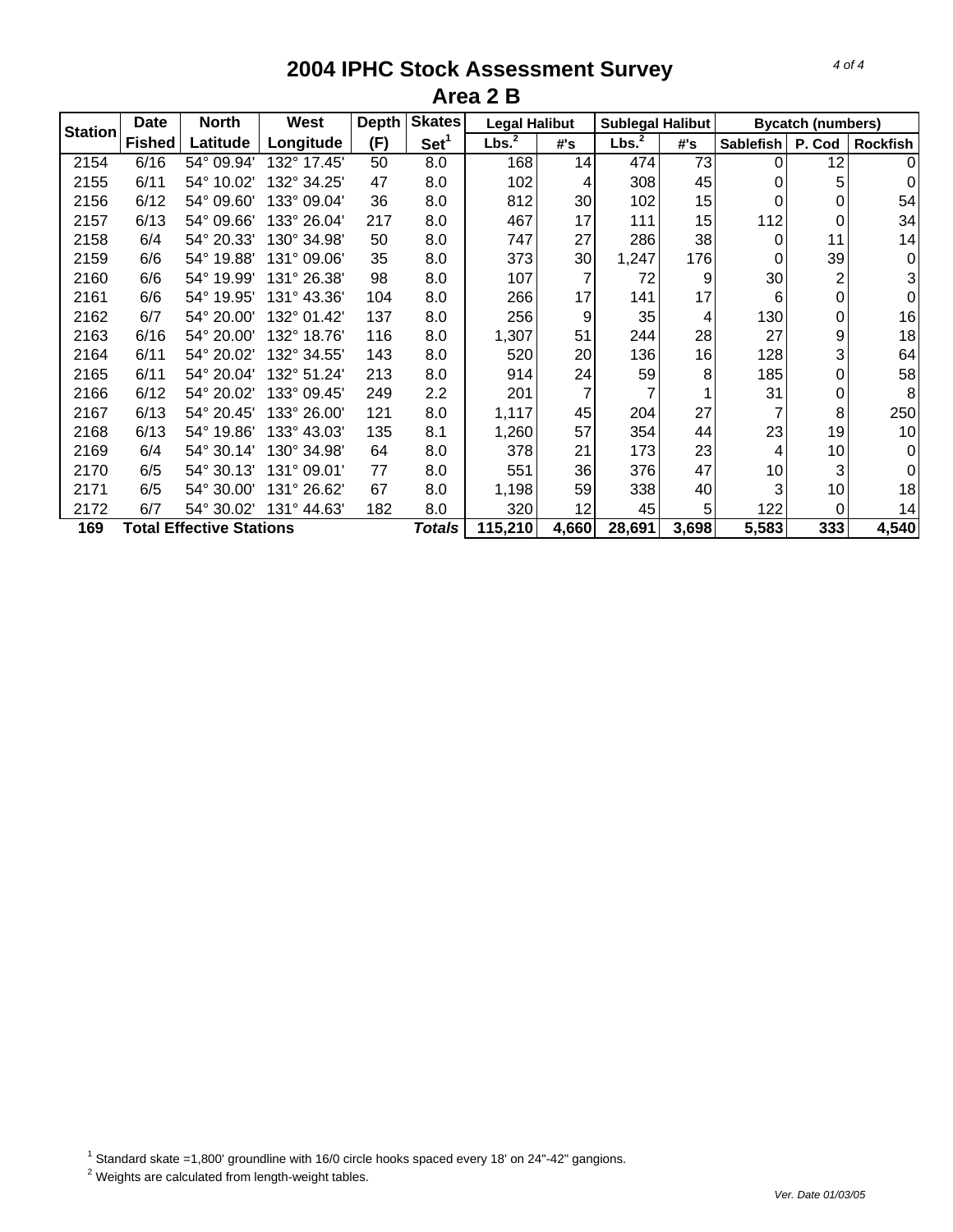# 2004 IPHC Stock Assessment Survey

## Area 2 B

| Station | Date Fished | North Latitude | West Longitude | Depth (F) | Skates Set[1] | Legal Halibut Lbs.[2] | Legal Halibut #'s | Sublegal Halibut Lbs.[2] | Sublegal Halibut #'s | Bycatch (numbers) Sablefish | Bycatch (numbers) P. Cod | Bycatch (numbers) Rockfish |
|---|---|---|---|---|---|---|---|---|---|---|---|---|
| 2154 | 6/16 | 54° 09.94' | 132° 17.45' | 50 | 8.0 | 168 | 14 | 474 | 73 | 0 | 12 | 0 |
| 2155 | 6/11 | 54° 10.02' | 132° 34.25' | 47 | 8.0 | 102 | 4 | 308 | 45 | 0 | 5 | 0 |
| 2156 | 6/12 | 54° 09.60' | 133° 09.04' | 36 | 8.0 | 812 | 30 | 102 | 15 | 0 | 0 | 54 |
| 2157 | 6/13 | 54° 09.66' | 133° 26.04' | 217 | 8.0 | 467 | 17 | 111 | 15 | 112 | 0 | 34 |
| 2158 | 6/4 | 54° 20.33' | 130° 34.98' | 50 | 8.0 | 747 | 27 | 286 | 38 | 0 | 11 | 14 |
| 2159 | 6/6 | 54° 19.88' | 131° 09.06' | 35 | 8.0 | 373 | 30 | 1,247 | 176 | 0 | 39 | 0 |
| 2160 | 6/6 | 54° 19.99' | 131° 26.38' | 98 | 8.0 | 107 | 7 | 72 | 9 | 30 | 2 | 3 |
| 2161 | 6/6 | 54° 19.95' | 131° 43.36' | 104 | 8.0 | 266 | 17 | 141 | 17 | 6 | 0 | 0 |
| 2162 | 6/7 | 54° 20.00' | 132° 01.42' | 137 | 8.0 | 256 | 9 | 35 | 4 | 130 | 0 | 16 |
| 2163 | 6/16 | 54° 20.00' | 132° 18.76' | 116 | 8.0 | 1,307 | 51 | 244 | 28 | 27 | 9 | 18 |
| 2164 | 6/11 | 54° 20.02' | 132° 34.55' | 143 | 8.0 | 520 | 20 | 136 | 16 | 128 | 3 | 64 |
| 2165 | 6/11 | 54° 20.04' | 132° 51.24' | 213 | 8.0 | 914 | 24 | 59 | 8 | 185 | 0 | 58 |
| 2166 | 6/12 | 54° 20.02' | 133° 09.45' | 249 | 2.2 | 201 | 7 | 7 | 1 | 31 | 0 | 8 |
| 2167 | 6/13 | 54° 20.45' | 133° 26.00' | 121 | 8.0 | 1,117 | 45 | 204 | 27 | 7 | 8 | 250 |
| 2168 | 6/13 | 54° 19.86' | 133° 43.03' | 135 | 8.1 | 1,260 | 57 | 354 | 44 | 23 | 19 | 10 |
| 2169 | 6/4 | 54° 30.14' | 130° 34.98' | 64 | 8.0 | 378 | 21 | 173 | 23 | 4 | 10 | 0 |
| 2170 | 6/5 | 54° 30.13' | 131° 09.01' | 77 | 8.0 | 551 | 36 | 376 | 47 | 10 | 3 | 0 |
| 2171 | 6/5 | 54° 30.00' | 131° 26.62' | 67 | 8.0 | 1,198 | 59 | 338 | 40 | 3 | 10 | 18 |
| 2172 | 6/7 | 54° 30.02' | 131° 44.63' | 182 | 8.0 | 320 | 12 | 45 | 5 | 122 | 0 | 14 |
| **169** | **Total Effective Stations** | | | | ***Totals*** | **115,210** | **4,660** | **28,691** | **3,698** | **5,583** | **333** | **4,540** |

[1] Standard skate =1,800' groundline with 16/0 circle hooks spaced every 18' on 24"-42" gangions.

[2] Weights are calculated from length-weight tables.

*Ver. Date 01/03/05*